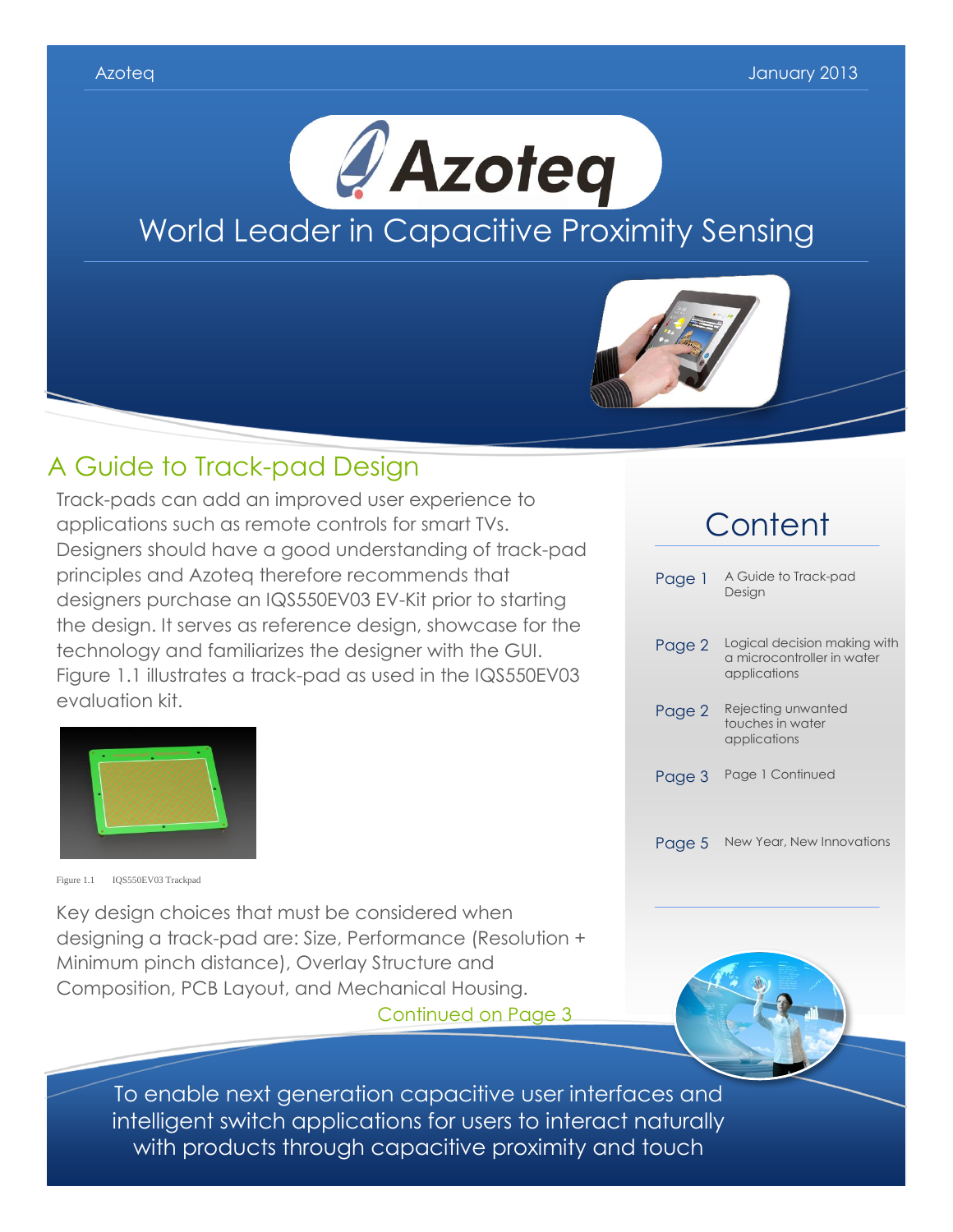# Azoteq

## World Leader in Capacitive Proximity Sensing

## A Guide to Track-pad Design

Track-pads can add an improved user experience to applications such as remote controls for smart TVs. Designers should have a good understanding of track-pad principles and Azoteq therefore recommends that designers purchase an IQS550EV03 EV-Kit prior to starting the design. It serves as reference design, showcase for the technology and familiarizes the designer with the GUI. Figure 1.1 illustrates a track-pad as used in the IQS550EV03 evaluation kit.

Figure 1.1 IQS550EV03 Trackpad

Key design choices that must be considered when designing a track-pad are: Size, Performance (Resolution + Minimum pinch distance), Overlay Structure and Composition, PCB Layout, and Mechanical Housing.

Continued on Page 3

## Content

| | |
|---|---|
| Page 1 | A Guide to Track-pad Design |
| Page 2 | Logical decision making with a microcontroller in water applications |
| Page 2 | Rejecting unwanted touches in water applications |
| Page 3 | Page 1 Continued |
| Page 5 | New Year, New Innovations |

To enable next generation capacitive user interfaces and intelligent switch applications for users to interact naturally with products through capacitive proximity and touch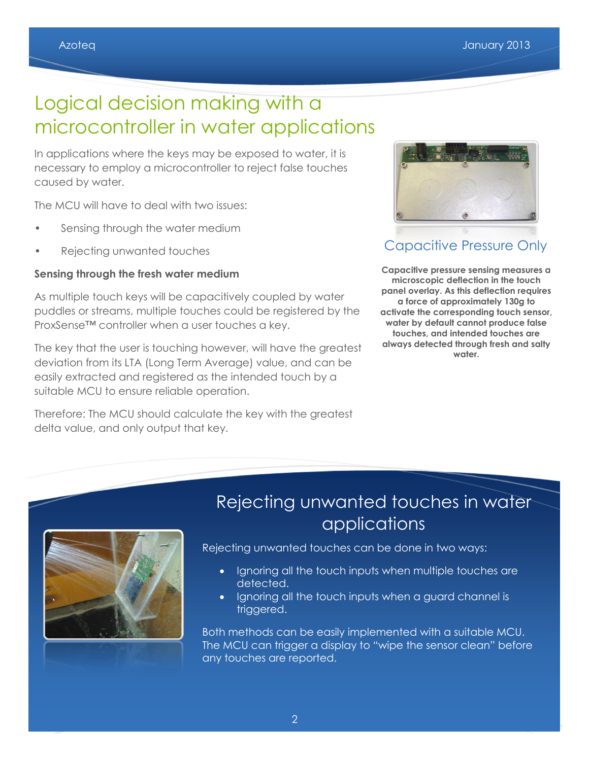# Logical decision making with a microcontroller in water applications

In applications where the keys may be exposed to water, it is necessary to employ a microcontroller to reject false touches caused by water.

The MCU will have to deal with two issues:

- Sensing through the water medium
- Rejecting unwanted touches

**Sensing through the fresh water medium**

As multiple touch keys will be capacitively coupled by water puddles or streams, multiple touches could be registered by the ProxSense™ controller when a user touches a key.

The key that the user is touching however, will have the greatest deviation from its LTA (Long Term Average) value, and can be easily extracted and registered as the intended touch by a suitable MCU to ensure reliable operation.

Therefore: The MCU should calculate the key with the greatest delta value, and only output that key.

## Capacitive Pressure Only

**Capacitive pressure sensing measures a microscopic deflection in the touch panel overlay. As this deflection requires a force of approximately 130g to activate the corresponding touch sensor, water by default cannot produce false touches, and intended touches are always detected through fresh and salty water.**

## Rejecting unwanted touches in water applications

Rejecting unwanted touches can be done in two ways:

- Ignoring all the touch inputs when multiple touches are detected.
- Ignoring all the touch inputs when a guard channel is triggered.

Both methods can be easily implemented with a suitable MCU. The MCU can trigger a display to "wipe the sensor clean" before any touches are reported.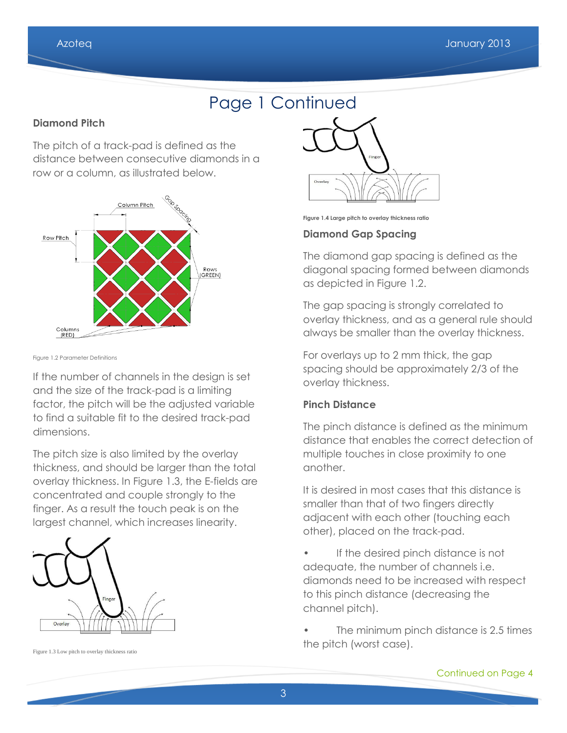# Page 1 Continued

## Diamond Pitch

The pitch of a track-pad is defined as the distance between consecutive diamonds in a row or a column, as illustrated below.

Figure 1.2 Parameter Definitions

If the number of channels in the design is set and the size of the track-pad is a limiting factor, the pitch will be the adjusted variable to find a suitable fit to the desired track-pad dimensions.

The pitch size is also limited by the overlay thickness, and should be larger than the total overlay thickness. In Figure 1.3, the E-fields are concentrated and couple strongly to the finger. As a result the touch peak is on the largest channel, which increases linearity.

Figure 1.3 Low pitch to overlay thickness ratio

Figure 1.4 Large pitch to overlay thickness ratio

## Diamond Gap Spacing

The diamond gap spacing is defined as the diagonal spacing formed between diamonds as depicted in Figure 1.2.

The gap spacing is strongly correlated to overlay thickness, and as a general rule should always be smaller than the overlay thickness.

For overlays up to 2 mm thick, the gap spacing should be approximately 2/3 of the overlay thickness.

## Pinch Distance

The pinch distance is defined as the minimum distance that enables the correct detection of multiple touches in close proximity to one another.

It is desired in most cases that this distance is smaller than that of two fingers directly adjacent with each other (touching each other), placed on the track-pad.

- If the desired pinch distance is not adequate, the number of channels i.e. diamonds need to be increased with respect to this pinch distance (decreasing the channel pitch).
- The minimum pinch distance is 2.5 times the pitch (worst case).

Continued on Page 4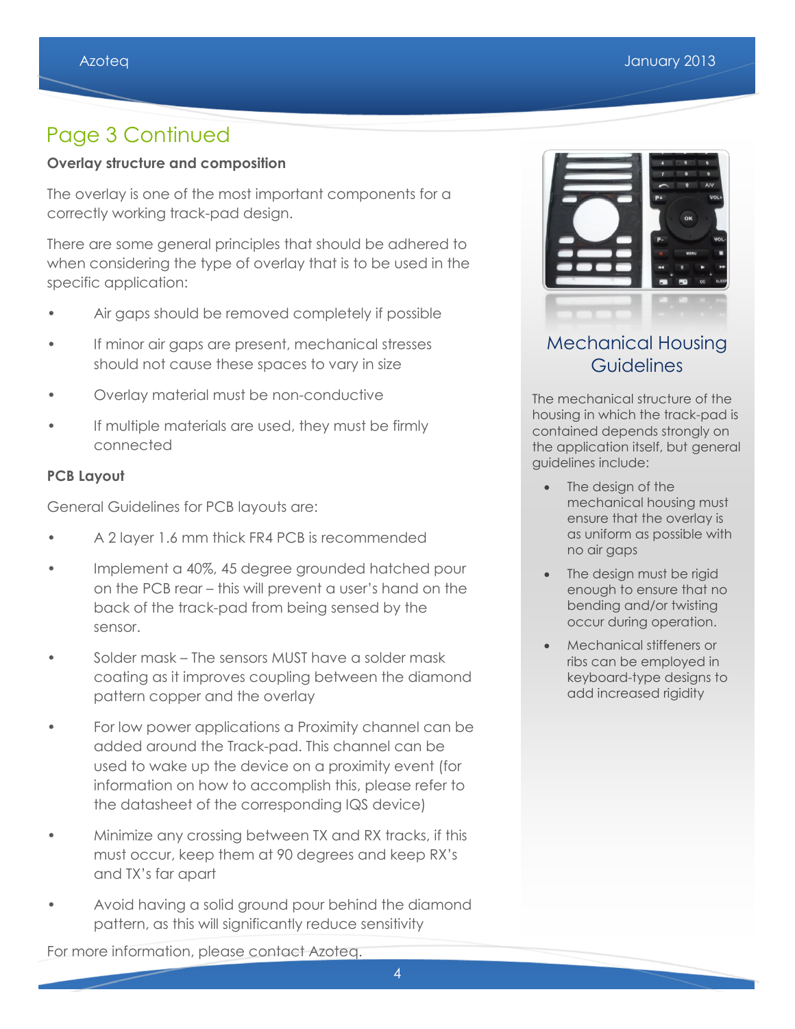## Page 3 Continued

**Overlay structure and composition**

The overlay is one of the most important components for a correctly working track-pad design.

There are some general principles that should be adhered to when considering the type of overlay that is to be used in the specific application:

- Air gaps should be removed completely if possible
- If minor air gaps are present, mechanical stresses should not cause these spaces to vary in size
- Overlay material must be non-conductive
- If multiple materials are used, they must be firmly connected

**PCB Layout**

General Guidelines for PCB layouts are:

- A 2 layer 1.6 mm thick FR4 PCB is recommended
- Implement a 40%, 45 degree grounded hatched pour on the PCB rear – this will prevent a user's hand on the back of the track-pad from being sensed by the sensor.
- Solder mask – The sensors MUST have a solder mask coating as it improves coupling between the diamond pattern copper and the overlay
- For low power applications a Proximity channel can be added around the Track-pad. This channel can be used to wake up the device on a proximity event (for information on how to accomplish this, please refer to the datasheet of the corresponding IQS device)
- Minimize any crossing between TX and RX tracks, if this must occur, keep them at 90 degrees and keep RX's and TX's far apart
- Avoid having a solid ground pour behind the diamond pattern, as this will significantly reduce sensitivity

For more information, please contact Azoteq.

## Mechanical Housing Guidelines

The mechanical structure of the housing in which the track-pad is contained depends strongly on the application itself, but general guidelines include:

- The design of the mechanical housing must ensure that the overlay is as uniform as possible with no air gaps
- The design must be rigid enough to ensure that no bending and/or twisting occur during operation.
- Mechanical stiffeners or ribs can be employed in keyboard-type designs to add increased rigidity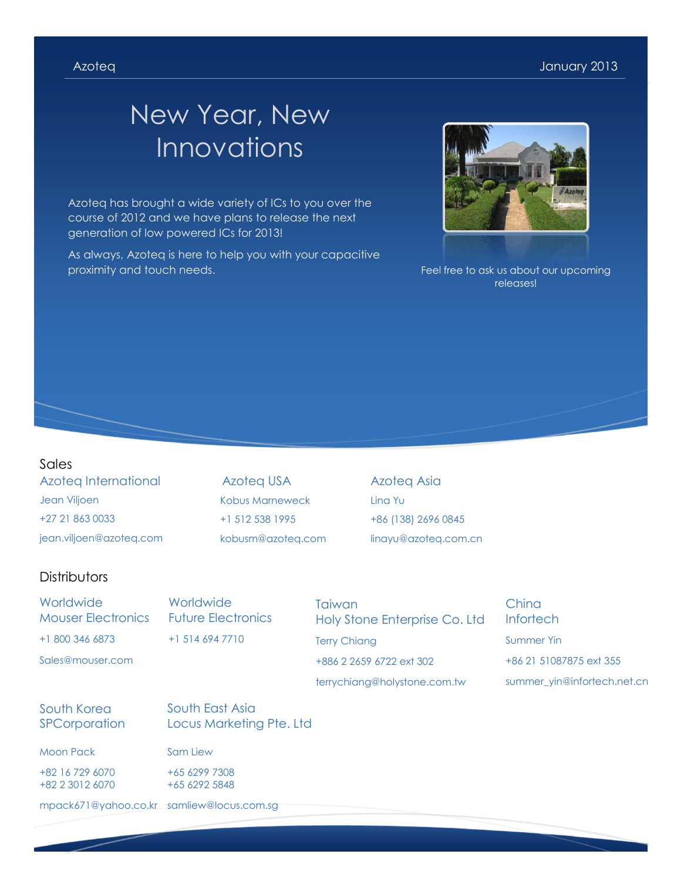Azoteq January 2013

# New Year, New Innovations

Azoteq has brought a wide variety of ICs to you over the course of 2012 and we have plans to release the next generation of low powered ICs for 2013!

As always, Azoteq is here to help you with your capacitive proximity and touch needs.

Feel free to ask us about our upcoming releases!

## Sales

**Azoteq International**
Jean Viljoen
+27 21 863 0033
jean.viljoen@azoteq.com

**Azoteq USA**
Kobus Marneweck
+1 512 538 1995
kobusm@azoteq.com

**Azoteq Asia**
Lina Yu
+86 (138) 2696 0845
linayu@azoteq.com.cn

## Distributors

**Worldwide**
**Mouser Electronics**
+1 800 346 6873
Sales@mouser.com

**Worldwide**
**Future Electronics**
+1 514 694 7710

**Taiwan**
**Holy Stone Enterprise Co. Ltd**
Terry Chiang
+886 2 2659 6722 ext 302
terrychiang@holystone.com.tw

**China**
**Infortech**
Summer Yin
+86 21 51087875 ext 355
summer_yin@infortech.net.cn

**South Korea**
**SPCorporation**
Moon Pack
+82 16 729 6070
+82 2 3012 6070
mpack671@yahoo.co.kr

**South East Asia**
**Locus Marketing Pte. Ltd**
Sam Liew
+65 6299 7308
+65 6292 5848
samliew@locus.com.sg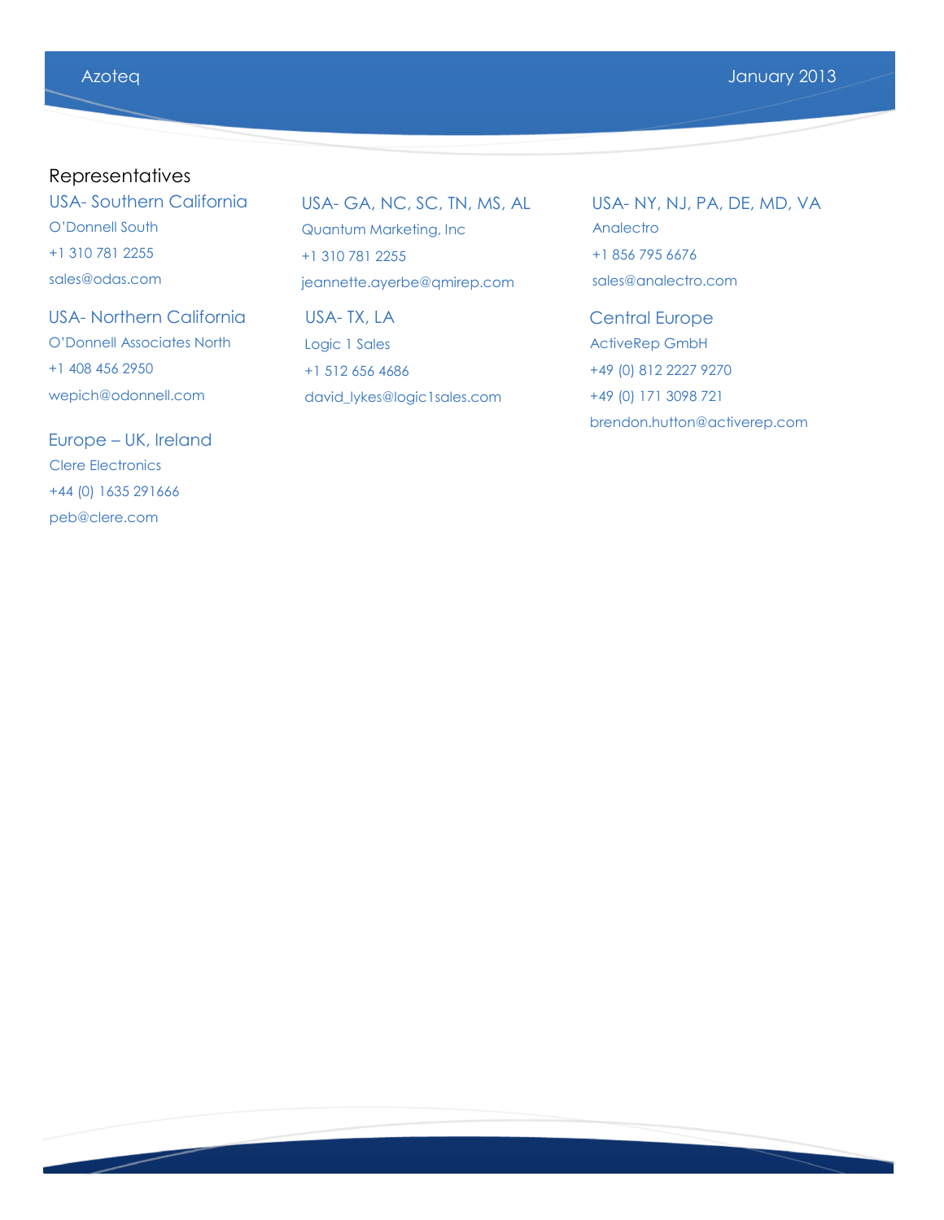## Representatives

### USA- Southern California
O'Donnell South
+1 310 781 2255
sales@odas.com

### USA- Northern California
O'Donnell Associates North
+1 408 456 2950
wepich@odonnell.com

### Europe – UK, Ireland
Clere Electronics
+44 (0) 1635 291666
peb@clere.com

### USA- GA, NC, SC, TN, MS, AL
Quantum Marketing, Inc
+1 310 781 2255
jeannette.ayerbe@qmirep.com

### USA- TX, LA
Logic 1 Sales
+1 512 656 4686
david_lykes@logic1sales.com

### USA- NY, NJ, PA, DE, MD, VA
Analectro
+1 856 795 6676
sales@analectro.com

### Central Europe
ActiveRep GmbH
+49 (0) 812 2227 9270
+49 (0) 171 3098 721
brendon.hutton@activerep.com